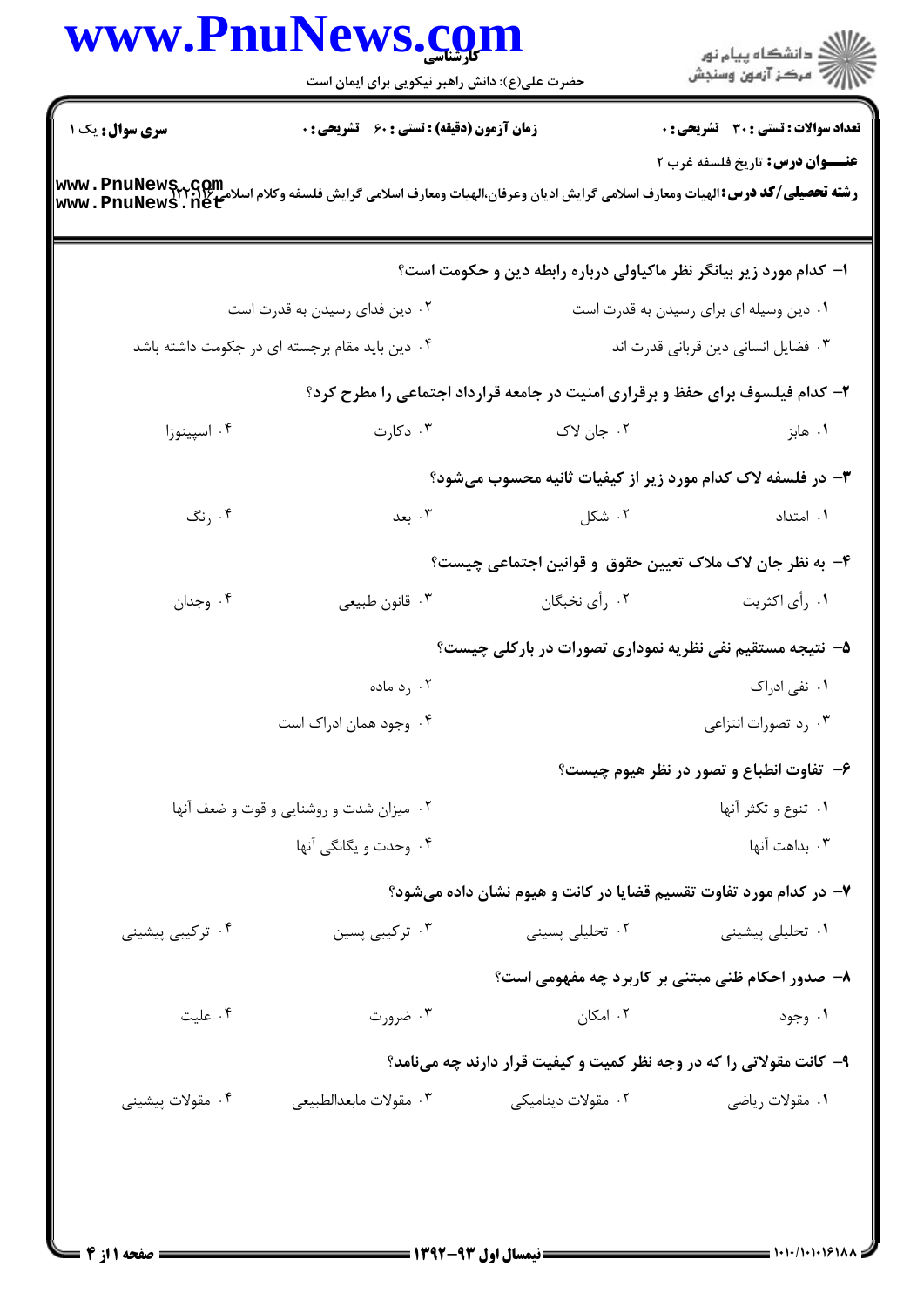**سری سوال:** یک ۱ | **زمان آزمون (دقیقه) : تستی : ۶۰ تشریحی : ۰** | **تعداد سوالات : تستی : ۳۰ تشریحی : ۰**

**عنـــوان درس:** تاریخ فلسفه غرب ۲

**رشته تحصیلی/کد درس:** الهیات ومعارف اسلامی گرایش ادیان وعرفان،الهیات ومعارف اسلامی گرایش فلسفه وکلام اسلامی ۱۲۲۰۱۲۶

۱- کدام مورد زیر بیانگر نظر ماکیاولی درباره رابطه دین و حکومت است؟

۱. دین وسیله ای برای رسیدن به قدرت است
۲. دین فدای رسیدن به قدرت است
۳. فضایل انسانی دین قربانی قدرت اند
۴. دین باید مقام برجسته ای در حکومت داشته باشد

۲- کدام فیلسوف برای حفظ و برقراری امنیت در جامعه قرارداد اجتماعی را مطرح کرد؟

۱. هابز
۲. جان لاک
۳. دکارت
۴. اسپینوزا

۳- در فلسفه لاک کدام مورد زیر از کیفیات ثانیه محسوب می‌شود؟

۱. امتداد
۲. شکل
۳. بعد
۴. رنگ

۴- به نظر جان لاک ملاک تعیین حقوق و قوانین اجتماعی چیست؟

۱. رأی اکثریت
۲. رأی نخبگان
۳. قانون طبیعی
۴. وجدان

۵- نتیجه مستقیم نفی نظریه نموداری تصورات در بارکلی چیست؟

۱. نفی ادراک
۲. رد ماده
۳. رد تصورات انتزاعی
۴. وجود همان ادراک است

۶- تفاوت انطباع و تصور در نظر هیوم چیست؟

۱. تنوع و تکثر آنها
۲. میزان شدت و روشنایی و قوت و ضعف آنها
۳. بداهت آنها
۴. وحدت و یگانگی آنها

۷- در کدام مورد تفاوت تقسیم قضایا در کانت و هیوم نشان داده می‌شود؟

۱. تحلیلی پیشینی
۲. تحلیلی پسینی
۳. ترکیبی پسین
۴. ترکیبی پیشینی

۸- صدور احکام ظنی مبتنی بر کاربرد چه مفهومی است؟

۱. وجود
۲. امکان
۳. ضرورت
۴. علیت

۹- کانت مقولاتی را که در وجه نظر کمیت و کیفیت قرار دارند چه می‌نامد؟

۱. مقولات ریاضی
۲. مقولات دینامیکی
۳. مقولات مابعدالطبیعی
۴. مقولات پیشینی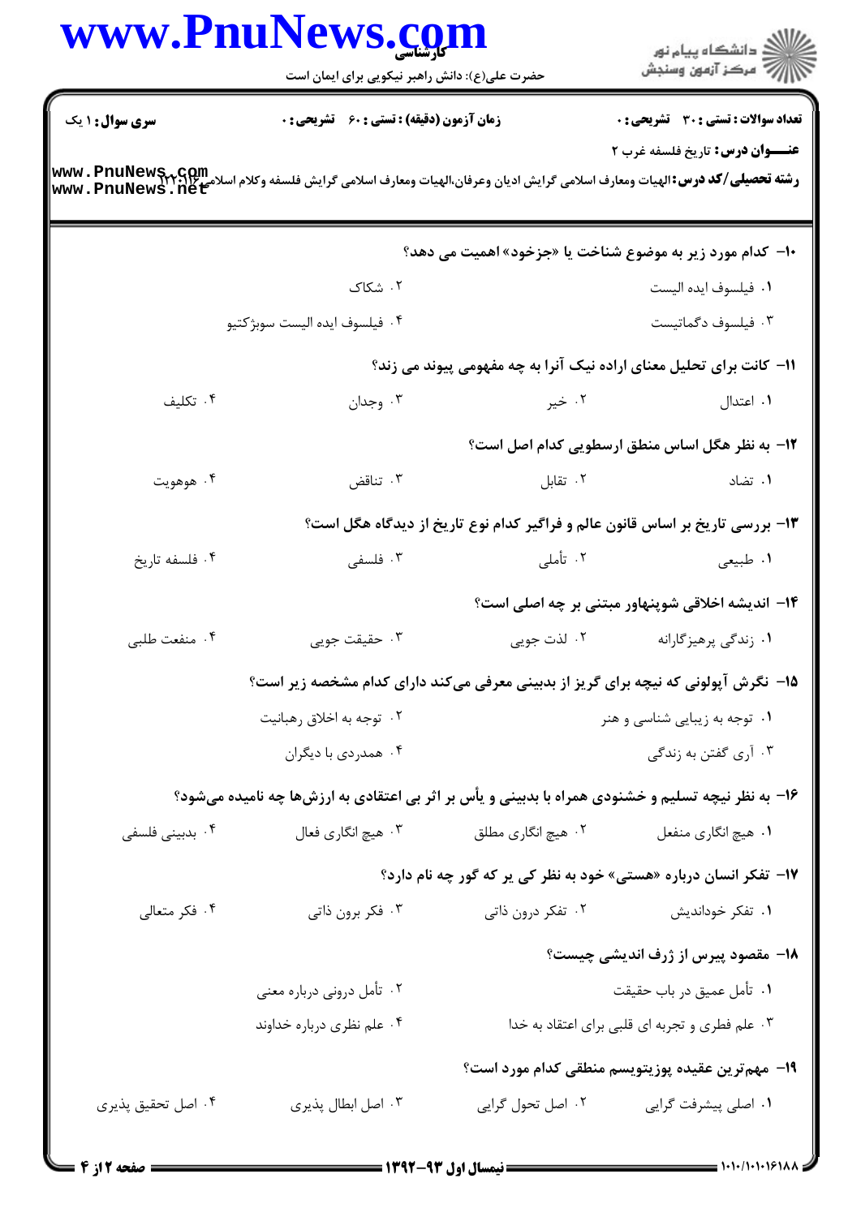**سری سوال:** ۱ یک

**زمان آزمون (دقیقه) : تستی : ۶۰ تشریحی : ۰**

**تعداد سوالات : تستی : ۳۰ تشریحی : ۰**

**عنـــوان درس:** تاریخ فلسفه غرب ۲

**رشته تحصیلی/کد درس:** الهیات ومعارف اسلامی گرایش ادیان وعرفان،الهیات ومعارف اسلامی گرایش فلسفه وکلام اسلامی ۱۲۲۰۱۱۲

**۱۰- کدام مورد زیر به موضوع شناخت یا «جزخود» اهمیت می دهد؟**

۱. فیلسوف ایده الیست

۲. شکاک

۳. فیلسوف دگماتیست

۴. فیلسوف ایده الیست سوبژکتیو

**۱۱- کانت برای تحلیل معنای اراده نیک آنرا به چه مفهومی پیوند می زند؟**

۱. اعتدال

۲. خیر

۳. وجدان

۴. تکلیف

**۱۲- به نظر هگل اساس منطق ارسطویی کدام اصل است؟**

۱. تضاد

۲. تقابل

۳. تناقض

۴. هوهویت

**۱۳- بررسی تاریخ بر اساس قانون عالم و فراگیر کدام نوع تاریخ از دیدگاه هگل است؟**

۱. طبیعی

۲. تأملی

۳. فلسفی

۴. فلسفه تاریخ

**۱۴- اندیشه اخلاقی شوپنهاور مبتنی بر چه اصلی است؟**

۱. زندگی پرهیزگارانه

۲. لذت جویی

۳. حقیقت جویی

۴. منفعت طلبی

**۱۵- نگرش آپولونی که نیچه برای گریز از بدبینی معرفی می‌کند دارای کدام مشخصه زیر است؟**

۱. توجه به زیبایی شناسی و هنر

۲. توجه به اخلاق رهبانیت

۳. آری گفتن به زندگی

۴. همدردی با دیگران

**۱۶- به نظر نیچه تسلیم و خشنودی همراه با بدبینی و یأس بر اثر بی اعتقادی به ارزش‌ها چه نامیده می‌شود؟**

۱. هیچ انگاری منفعل

۲. هیچ انگاری مطلق

۳. هیچ انگاری فعال

۴. بدبینی فلسفی

**۱۷- تفکر انسان درباره «هستی» خود به نظر کی یر که گور چه نام دارد؟**

۱. تفکر خوداندیش

۲. تفکر درون ذاتی

۳. فکر برون ذاتی

۴. فکر متعالی

**۱۸- مقصود پیرس از ژرف اندیشی چیست؟**

۱. تأمل عمیق در باب حقیقت

۲. تأمل درونی درباره معنی

۳. علم فطری و تجربه ای قلبی برای اعتقاد به خدا

۴. علم نظری درباره خداوند

**۱۹- مهم‌ترین عقیده پوزیتویسم منطقی کدام مورد است؟**

۱. اصلی پیشرفت گرایی

۲. اصل تحول گرایی

۳. اصل ابطال پذیری

۴. اصل تحقیق پذیری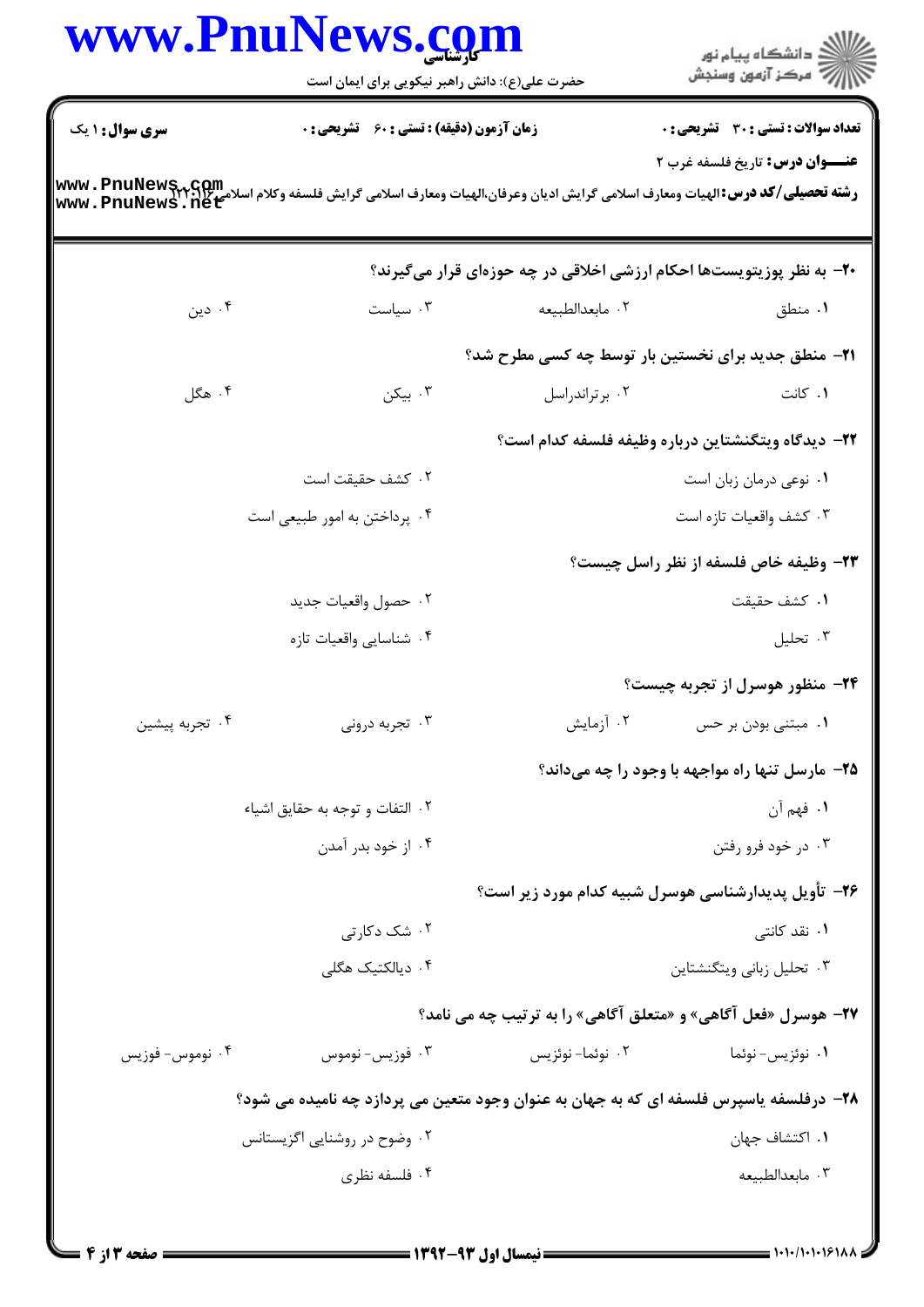**سری سوال:** ۱ یک

**زمان آزمون (دقیقه) : تستی : ۶۰ تشریحی : ۰**

**تعداد سوالات : تستی : ۳۰ تشریحی : ۰**

**عنـــوان درس:** تاریخ فلسفه غرب ۲

**رشته تحصیلی/کد درس:** الهیات ومعارف اسلامی گرایش ادیان وعرفان،الهیات ومعارف اسلامی گرایش فلسفه وکلام اسلامی ۱۲۲۰۱۲

---

**۲۰- به نظر پوزیتیویست‌ها احکام ارزشی اخلاقی در چه حوزه‌ای قرار می‌گیرند؟**

۱. منطق
۲. مابعدالطبیعه
۳. سیاست
۴. دین

**۲۱- منطق جدید برای نخستین بار توسط چه کسی مطرح شد؟**

۱. کانت
۲. برتراندراسل
۳. بیکن
۴. هگل

**۲۲- دیدگاه ویتگنشتاین درباره وظیفه فلسفه کدام است؟**

۱. نوعی درمان زبان است
۲. کشف حقیقت است
۳. کشف واقعیات تازه است
۴. پرداختن به امور طبیعی است

**۲۳- وظیفه خاص فلسفه از نظر راسل چیست؟**

۱. کشف حقیقت
۲. حصول واقعیات جدید
۳. تحلیل
۴. شناسایی واقعیات تازه

**۲۴- منظور هوسرل از تجربه چیست؟**

۱. مبتنی بودن بر حس
۲. آزمایش
۳. تجربه درونی
۴. تجربه پیشین

**۲۵- مارسل تنها راه مواجهه با وجود را چه می‌داند؟**

۱. فهم آن
۲. التفات و توجه به حقایق اشیاء
۳. در خود فرو رفتن
۴. از خود بدر آمدن

**۲۶- تأویل پدیدارشناسی هوسرل شبیه کدام مورد زیر است؟**

۱. نقد کانتی
۲. شک دکارتی
۳. تحلیل زبانی ویتگنشتاین
۴. دیالکتیک هگلی

**۲۷- هوسرل «فعل آگاهی» و «متعلق آگاهی» را به ترتیب چه می نامد؟**

۱. نوئزیس- نوئما
۲. نوئما- نوئزیس
۳. فوزیس- نوموس
۴. نوموس- فوزیس

**۲۸- درفلسفه یاسپرس فلسفه ای که به جهان به عنوان وجود متعین می پردازد چه نامیده می شود؟**

۱. اکتشاف جهان
۲. وضوح در روشنایی اگزیستانس
۳. مابعدالطبیعه
۴. فلسفه نظری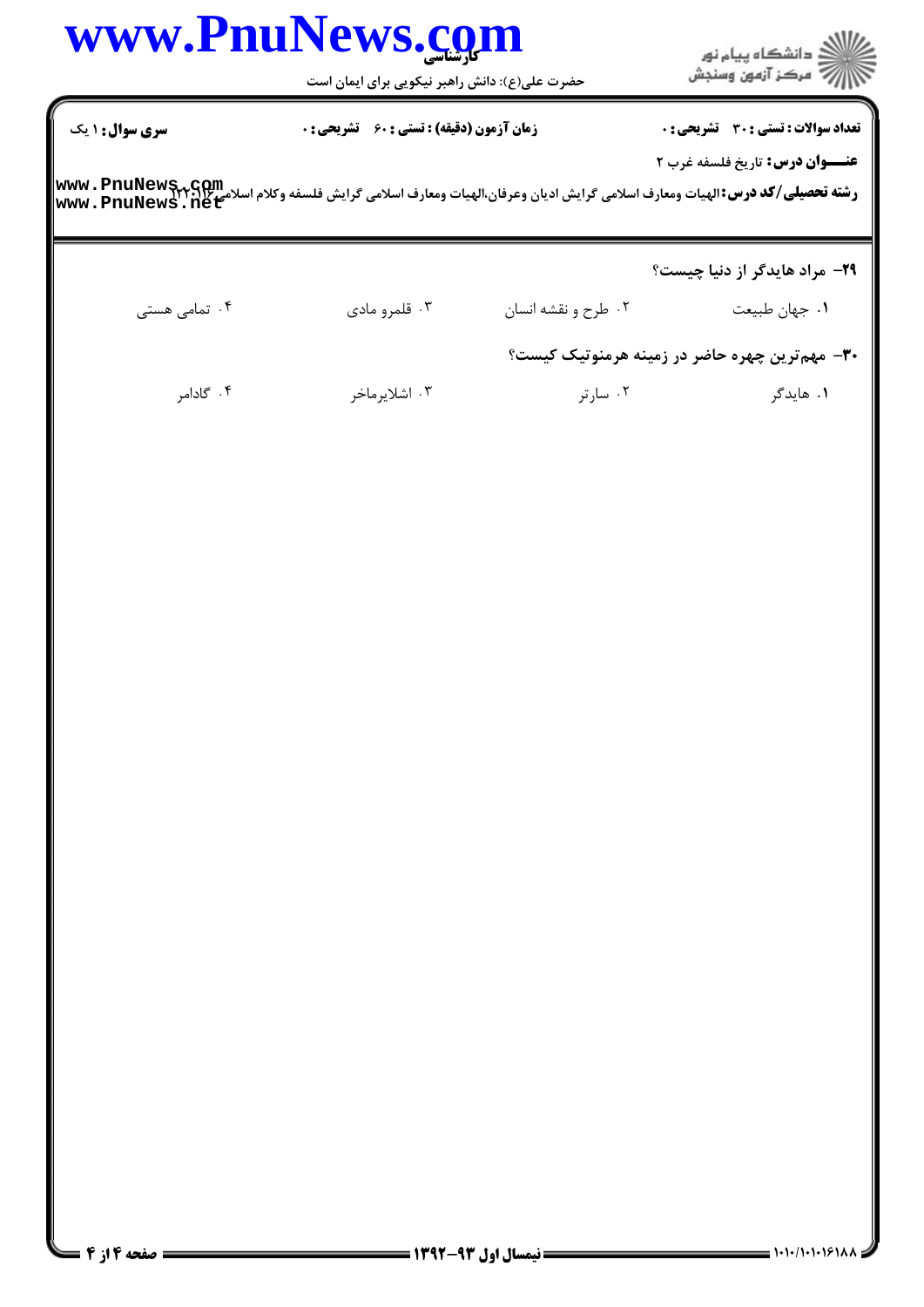**۲۹- مراد هایدگر از دنیا چیست؟**

۱. جهان طبیعت
۲. طرح و نقشه انسان
۳. قلمرو مادی
۴. تمامی هستی

**۳۰- مهم‌ترین چهره حاضر در زمینه هرمنوتیک کیست؟**

۱. هایدگر
۲. سارتر
۳. اشلایرماخر
۴. گادامر